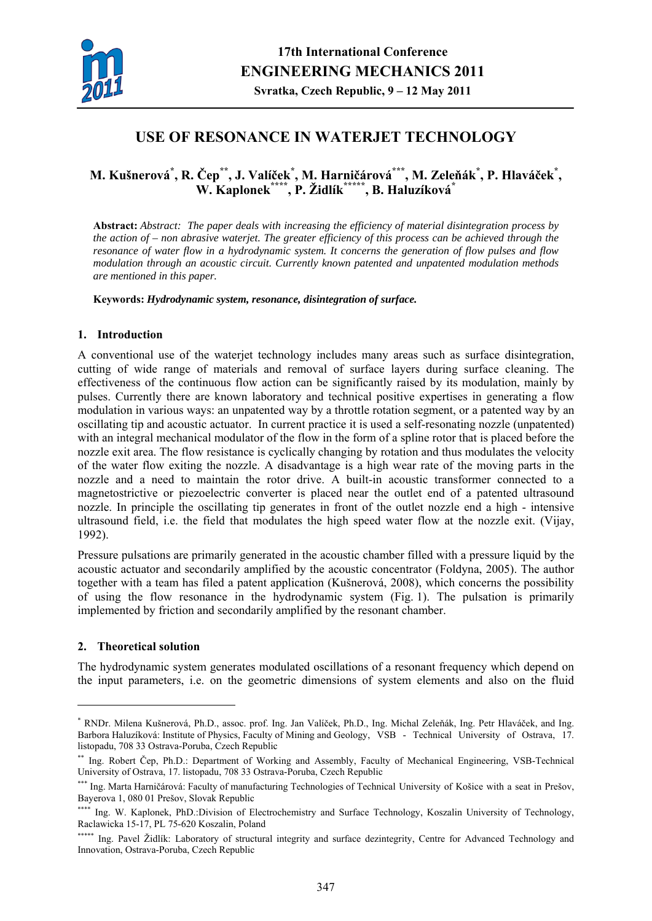# USE OF RESONANCE IN WATERJET TECHNOLOGY

**M. Kušnerová[*], R. Čep[**], J. Valíček[*], M. Harničárová[***], M. Zeleňák[*], P. Hlaváček[*], W. Kaplonek[****], P. Židlík[*****], B. Haluzíková[*]**

**Abstract:** *Abstract: The paper deals with increasing the efficiency of material disintegration process by the action of – non abrasive waterjet. The greater efficiency of this process can be achieved through the resonance of water flow in a hydrodynamic system. It concerns the generation of flow pulses and flow modulation through an acoustic circuit. Currently known patented and unpatented modulation methods are mentioned in this paper.*

**Keywords:** ***Hydrodynamic system, resonance, disintegration of surface.***

## 1. Introduction

A conventional use of the waterjet technology includes many areas such as surface disintegration, cutting of wide range of materials and removal of surface layers during surface cleaning. The effectiveness of the continuous flow action can be significantly raised by its modulation, mainly by pulses. Currently there are known laboratory and technical positive expertises in generating a flow modulation in various ways: an unpatented way by a throttle rotation segment, or a patented way by an oscillating tip and acoustic actuator. In current practice it is used a self-resonating nozzle (unpatented) with an integral mechanical modulator of the flow in the form of a spline rotor that is placed before the nozzle exit area. The flow resistance is cyclically changing by rotation and thus modulates the velocity of the water flow exiting the nozzle. A disadvantage is a high wear rate of the moving parts in the nozzle and a need to maintain the rotor drive. A built-in acoustic transformer connected to a magnetostrictive or piezoelectric converter is placed near the outlet end of a patented ultrasound nozzle. In principle the oscillating tip generates in front of the outlet nozzle end a high - intensive ultrasound field, i.e. the field that modulates the high speed water flow at the nozzle exit. (Vijay, 1992).

Pressure pulsations are primarily generated in the acoustic chamber filled with a pressure liquid by the acoustic actuator and secondarily amplified by the acoustic concentrator (Foldyna, 2005). The author together with a team has filed a patent application (Kušnerová, 2008), which concerns the possibility of using the flow resonance in the hydrodynamic system (Fig. 1). The pulsation is primarily implemented by friction and secondarily amplified by the resonant chamber.

## 2. Theoretical solution

The hydrodynamic system generates modulated oscillations of a resonant frequency which depend on the input parameters, i.e. on the geometric dimensions of system elements and also on the fluid

---

[*] RNDr. Milena Kušnerová, Ph.D., assoc. prof. Ing. Jan Valíček, Ph.D., Ing. Michal Zeleňák, Ing. Petr Hlaváček, and Ing. Barbora Haluzíková: Institute of Physics, Faculty of Mining and Geology, VSB - Technical University of Ostrava, 17. listopadu, 708 33 Ostrava-Poruba, Czech Republic

[**] Ing. Robert Čep, Ph.D.: Department of Working and Assembly, Faculty of Mechanical Engineering, VSB-Technical University of Ostrava, 17. listopadu, 708 33 Ostrava-Poruba, Czech Republic

[***] Ing. Marta Harničárová: Faculty of manufacturing Technologies of Technical University of Košice with a seat in Prešov, Bayerova 1, 080 01 Prešov, Slovak Republic

[****] Ing. W. Kaplonek, PhD.:Division of Electrochemistry and Surface Technology, Koszalin University of Technology, Raclawicka 15-17, PL 75-620 Koszalin, Poland

[*****] Ing. Pavel Židlík: Laboratory of structural integrity and surface dezintegrity, Centre for Advanced Technology and Innovation, Ostrava-Poruba, Czech Republic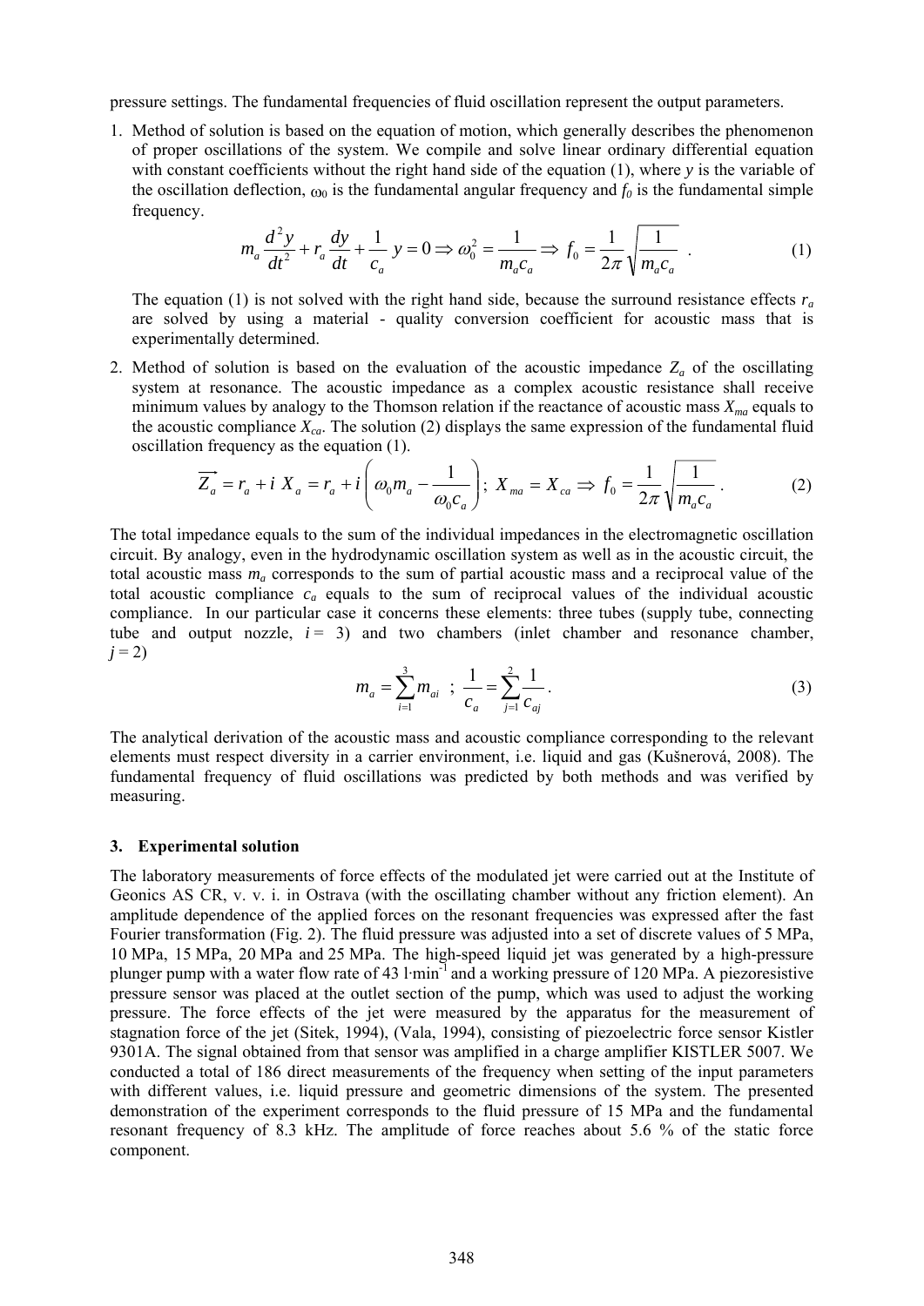pressure settings. The fundamental frequencies of fluid oscillation represent the output parameters.

1. Method of solution is based on the equation of motion, which generally describes the phenomenon of proper oscillations of the system. We compile and solve linear ordinary differential equation with constant coefficients without the right hand side of the equation (1), where *y* is the variable of the oscillation deflection, $\omega_0$ is the fundamental angular frequency and $f_0$ is the fundamental simple frequency.

$$m_a \frac{d^2 y}{dt^2} + r_a \frac{dy}{dt} + \frac{1}{c_a} y = 0 \Rightarrow \omega_0^2 = \frac{1}{m_a c_a} \Rightarrow f_0 = \frac{1}{2\pi} \sqrt{\frac{1}{m_a c_a}} \ . \tag{1}$$

   The equation (1) is not solved with the right hand side, because the surround resistance effects $r_a$ are solved by using a material - quality conversion coefficient for acoustic mass that is experimentally determined.

2. Method of solution is based on the evaluation of the acoustic impedance $Z_a$ of the oscillating system at resonance. The acoustic impedance as a complex acoustic resistance shall receive minimum values by analogy to the Thomson relation if the reactance of acoustic mass $X_{ma}$ equals to the acoustic compliance $X_{ca}$. The solution (2) displays the same expression of the fundamental fluid oscillation frequency as the equation (1).

$$\overrightarrow{Z_a} = r_a + i\, X_a = r_a + i \left( \omega_0 m_a - \frac{1}{\omega_0 c_a} \right); \ X_{ma} = X_{ca} \Rightarrow f_0 = \frac{1}{2\pi} \sqrt{\frac{1}{m_a c_a}} \ . \tag{2}$$

The total impedance equals to the sum of the individual impedances in the electromagnetic oscillation circuit. By analogy, even in the hydrodynamic oscillation system as well as in the acoustic circuit, the total acoustic mass $m_a$ corresponds to the sum of partial acoustic mass and a reciprocal value of the total acoustic compliance $c_a$ equals to the sum of reciprocal values of the individual acoustic compliance. In our particular case it concerns these elements: three tubes (supply tube, connecting tube and output nozzle, $i = 3$) and two chambers (inlet chamber and resonance chamber, $j = 2$)

$$m_a = \sum_{i=1}^{3} m_{ai} \ ; \ \frac{1}{c_a} = \sum_{j=1}^{2} \frac{1}{c_{aj}} \ . \tag{3}$$

The analytical derivation of the acoustic mass and acoustic compliance corresponding to the relevant elements must respect diversity in a carrier environment, i.e. liquid and gas (Kušnerová, 2008). The fundamental frequency of fluid oscillations was predicted by both methods and was verified by measuring.

### 3. Experimental solution

The laboratory measurements of force effects of the modulated jet were carried out at the Institute of Geonics AS CR, v. v. i. in Ostrava (with the oscillating chamber without any friction element). An amplitude dependence of the applied forces on the resonant frequencies was expressed after the fast Fourier transformation (Fig. 2). The fluid pressure was adjusted into a set of discrete values of 5 MPa, 10 MPa, 15 MPa, 20 MPa and 25 MPa. The high-speed liquid jet was generated by a high-pressure plunger pump with a water flow rate of 43 l·min$^{-1}$ and a working pressure of 120 MPa. A piezoresistive pressure sensor was placed at the outlet section of the pump, which was used to adjust the working pressure. The force effects of the jet were measured by the apparatus for the measurement of stagnation force of the jet (Sitek, 1994), (Vala, 1994), consisting of piezoelectric force sensor Kistler 9301A. The signal obtained from that sensor was amplified in a charge amplifier KISTLER 5007. We conducted a total of 186 direct measurements of the frequency when setting of the input parameters with different values, i.e. liquid pressure and geometric dimensions of the system. The presented demonstration of the experiment corresponds to the fluid pressure of 15 MPa and the fundamental resonant frequency of 8.3 kHz. The amplitude of force reaches about 5.6 % of the static force component.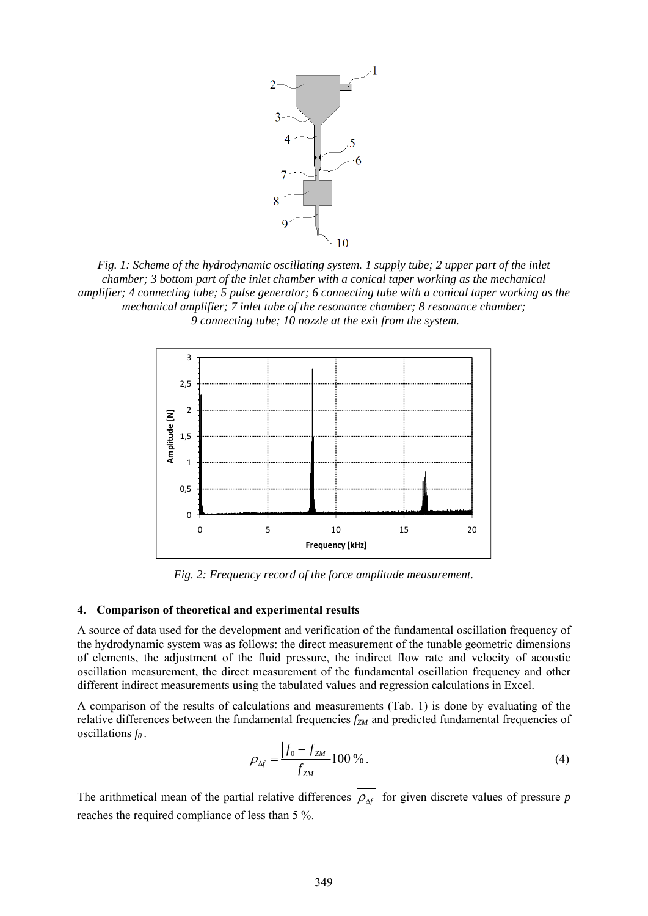*Fig. 1: Scheme of the hydrodynamic oscillating system. 1 supply tube; 2 upper part of the inlet chamber; 3 bottom part of the inlet chamber with a conical taper working as the mechanical amplifier; 4 connecting tube; 5 pulse generator; 6 connecting tube with a conical taper working as the mechanical amplifier; 7 inlet tube of the resonance chamber; 8 resonance chamber; 9 connecting tube; 10 nozzle at the exit from the system.*

*Fig. 2: Frequency record of the force amplitude measurement.*

## 4. Comparison of theoretical and experimental results

A source of data used for the development and verification of the fundamental oscillation frequency of the hydrodynamic system was as follows: the direct measurement of the tunable geometric dimensions of elements, the adjustment of the fluid pressure, the indirect flow rate and velocity of acoustic oscillation measurement, the direct measurement of the fundamental oscillation frequency and other different indirect measurements using the tabulated values and regression calculations in Excel.

A comparison of the results of calculations and measurements (Tab. 1) is done by evaluating of the relative differences between the fundamental frequencies $f_{ZM}$ and predicted fundamental frequencies of oscillations $f_0$.

$$\rho_{\Delta f} = \frac{|f_0 - f_{ZM}|}{f_{ZM}} 100\,\%. \tag{4}$$

The arithmetical mean of the partial relative differences $\overline{\rho_{\Delta f}}$ for given discrete values of pressure $p$ reaches the required compliance of less than 5 %.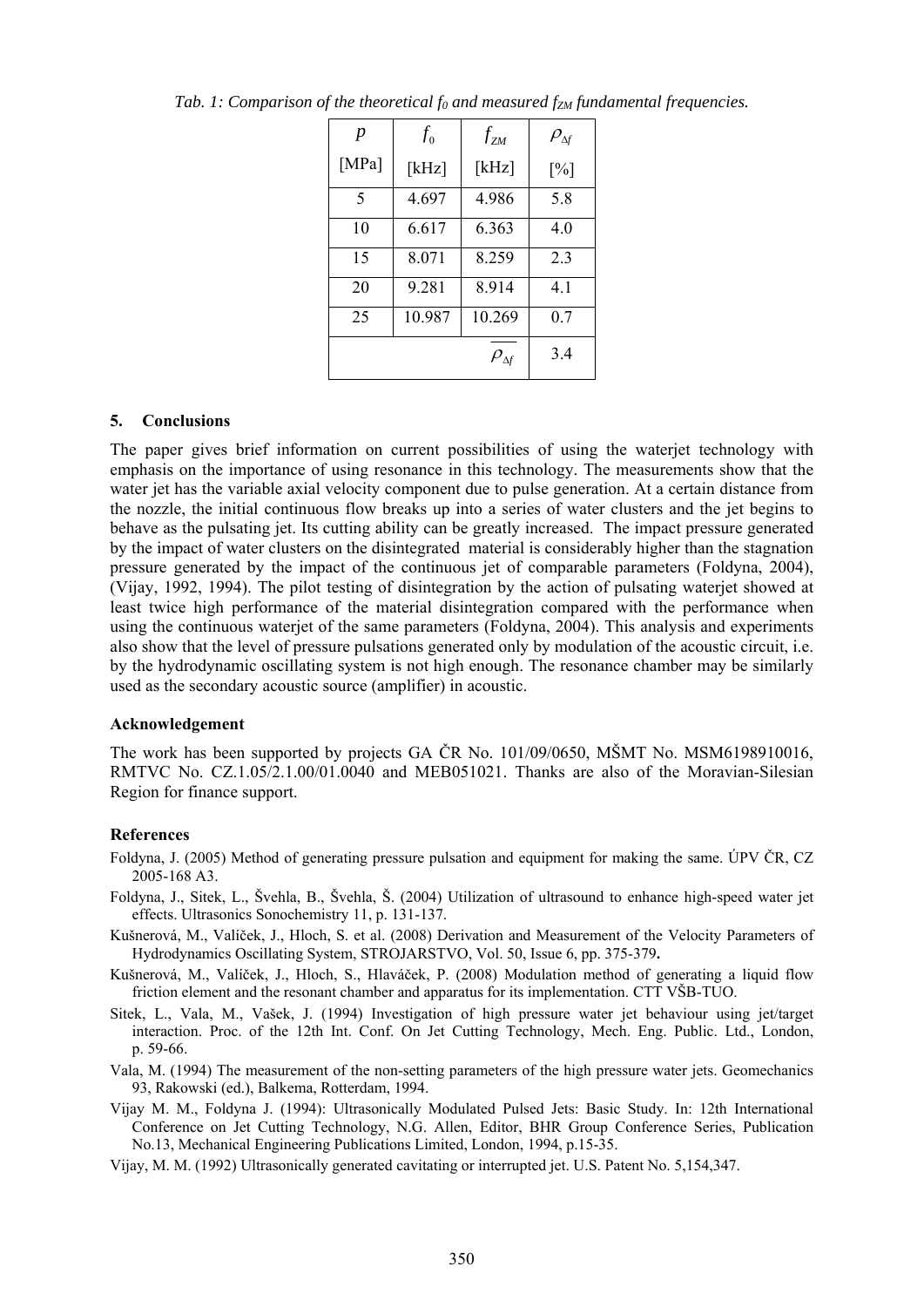*Tab. 1: Comparison of the theoretical $f_0$ and measured $f_{ZM}$ fundamental frequencies.*

| $p$ [MPa] | $f_0$ [kHz] | $f_{ZM}$ [kHz] | $\rho_{\Delta f}$ [%] |
|---|---|---|---|
| 5 | 4.697 | 4.986 | 5.8 |
| 10 | 6.617 | 6.363 | 4.0 |
| 15 | 8.071 | 8.259 | 2.3 |
| 20 | 9.281 | 8.914 | 4.1 |
| 25 | 10.987 | 10.269 | 0.7 |
| | | $\overline{\rho_{\Delta f}}$ | 3.4 |

## 5. Conclusions

The paper gives brief information on current possibilities of using the waterjet technology with emphasis on the importance of using resonance in this technology. The measurements show that the water jet has the variable axial velocity component due to pulse generation. At a certain distance from the nozzle, the initial continuous flow breaks up into a series of water clusters and the jet begins to behave as the pulsating jet. Its cutting ability can be greatly increased. The impact pressure generated by the impact of water clusters on the disintegrated material is considerably higher than the stagnation pressure generated by the impact of the continuous jet of comparable parameters (Foldyna, 2004), (Vijay, 1992, 1994). The pilot testing of disintegration by the action of pulsating waterjet showed at least twice high performance of the material disintegration compared with the performance when using the continuous waterjet of the same parameters (Foldyna, 2004). This analysis and experiments also show that the level of pressure pulsations generated only by modulation of the acoustic circuit, i.e. by the hydrodynamic oscillating system is not high enough. The resonance chamber may be similarly used as the secondary acoustic source (amplifier) in acoustic.

### Acknowledgement

The work has been supported by projects GA ČR No. 101/09/0650, MŠMT No. MSM6198910016, RMTVC No. CZ.1.05/2.1.00/01.0040 and MEB051021. Thanks are also of the Moravian-Silesian Region for finance support.

### References

Foldyna, J. (2005) Method of generating pressure pulsation and equipment for making the same. ÚPV ČR, CZ 2005-168 A3.

Foldyna, J., Sitek, L., Švehla, B., Švehla, Š. (2004) Utilization of ultrasound to enhance high-speed water jet effects. Ultrasonics Sonochemistry 11, p. 131-137.

Kušnerová, M., Valíček, J., Hloch, S. et al. (2008) Derivation and Measurement of the Velocity Parameters of Hydrodynamics Oscillating System, STROJARSTVO, Vol. 50, Issue 6, pp. 375-379**.**

Kušnerová, M., Valíček, J., Hloch, S., Hlaváček, P. (2008) Modulation method of generating a liquid flow friction element and the resonant chamber and apparatus for its implementation. CTT VŠB-TUO.

Sitek, L., Vala, M., Vašek, J. (1994) Investigation of high pressure water jet behaviour using jet/target interaction. Proc. of the 12th Int. Conf. On Jet Cutting Technology, Mech. Eng. Public. Ltd., London, p. 59-66.

Vala, M. (1994) The measurement of the non-setting parameters of the high pressure water jets. Geomechanics 93, Rakowski (ed.), Balkema, Rotterdam, 1994.

Vijay M. M., Foldyna J. (1994): Ultrasonically Modulated Pulsed Jets: Basic Study. In: 12th International Conference on Jet Cutting Technology, N.G. Allen, Editor, BHR Group Conference Series, Publication No.13, Mechanical Engineering Publications Limited, London, 1994, p.15-35.

Vijay, M. M. (1992) Ultrasonically generated cavitating or interrupted jet. U.S. Patent No. 5,154,347.